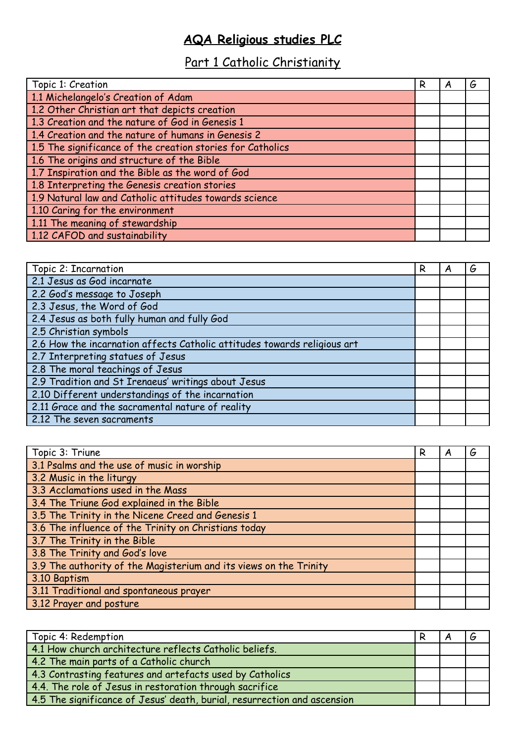# AQA Religious studies PLC

## Part 1 Catholic Christianity

| Topic 1: Creation | R | A | G |
|---|---|---|---|
| 1.1 Michelangelo's Creation of Adam | | | |
| 1.2 Other Christian art that depicts creation | | | |
| 1.3 Creation and the nature of God in Genesis 1 | | | |
| 1.4 Creation and the nature of humans in Genesis 2 | | | |
| 1.5 The significance of the creation stories for Catholics | | | |
| 1.6 The origins and structure of the Bible | | | |
| 1.7 Inspiration and the Bible as the word of God | | | |
| 1.8 Interpreting the Genesis creation stories | | | |
| 1.9 Natural law and Catholic attitudes towards science | | | |
| 1.10 Caring for the environment | | | |
| 1.11 The meaning of stewardship | | | |
| 1.12 CAFOD and sustainability | | | |

| Topic 2: Incarnation | R | A | G |
|---|---|---|---|
| 2.1 Jesus as God incarnate | | | |
| 2.2 God's message to Joseph | | | |
| 2.3 Jesus, the Word of God | | | |
| 2.4 Jesus as both fully human and fully God | | | |
| 2.5 Christian symbols | | | |
| 2.6 How the incarnation affects Catholic attitudes towards religious art | | | |
| 2.7 Interpreting statues of Jesus | | | |
| 2.8 The moral teachings of Jesus | | | |
| 2.9 Tradition and St Irenaeus' writings about Jesus | | | |
| 2.10 Different understandings of the incarnation | | | |
| 2.11 Grace and the sacramental nature of reality | | | |
| 2.12 The seven sacraments | | | |

| Topic 3: Triune | R | A | G |
|---|---|---|---|
| 3.1 Psalms and the use of music in worship | | | |
| 3.2 Music in the liturgy | | | |
| 3.3 Acclamations used in the Mass | | | |
| 3.4 The Triune God explained in the Bible | | | |
| 3.5 The Trinity in the Nicene Creed and Genesis 1 | | | |
| 3.6 The influence of the Trinity on Christians today | | | |
| 3.7 The Trinity in the Bible | | | |
| 3.8 The Trinity and God's love | | | |
| 3.9 The authority of the Magisterium and its views on the Trinity | | | |
| 3.10 Baptism | | | |
| 3.11 Traditional and spontaneous prayer | | | |
| 3.12 Prayer and posture | | | |

| Topic 4: Redemption | R | A | G |
|---|---|---|---|
| 4.1 How church architecture reflects Catholic beliefs. | | | |
| 4.2 The main parts of a Catholic church | | | |
| 4.3 Contrasting features and artefacts used by Catholics | | | |
| 4.4. The role of Jesus in restoration through sacrifice | | | |
| 4.5 The significance of Jesus' death, burial, resurrection and ascension | | | |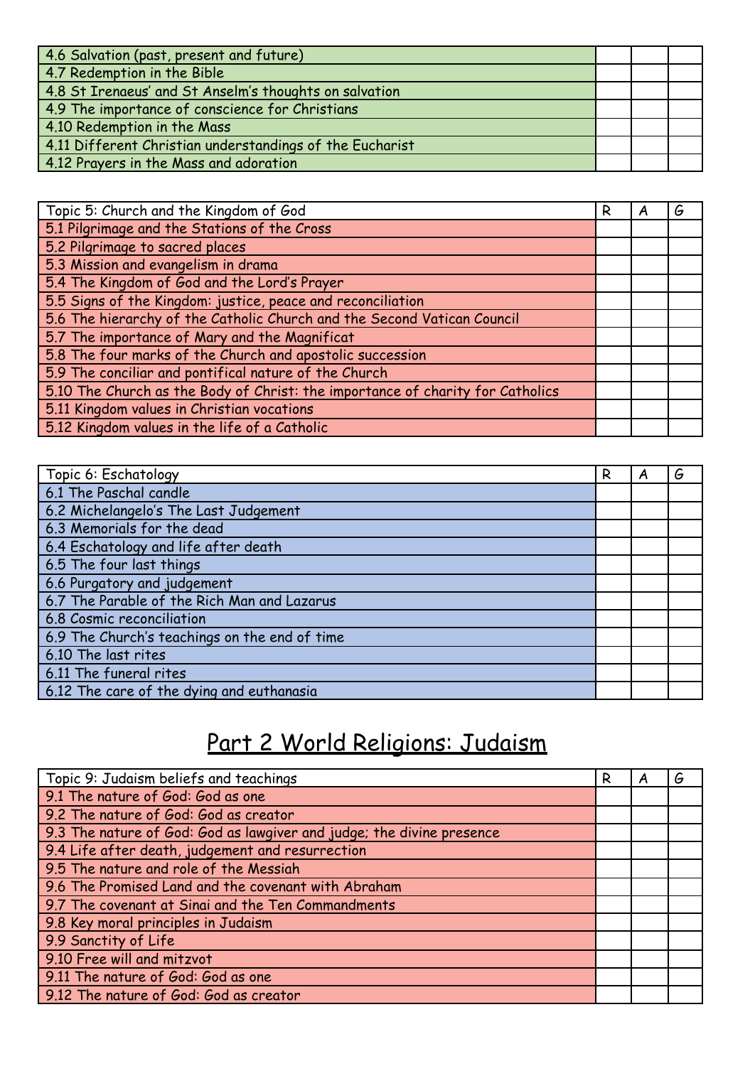| 4.6 Salvation (past, present and future) | | | |
|---|---|---|---|
| 4.7 Redemption in the Bible | | | |
| 4.8 St Irenaeus' and St Anselm's thoughts on salvation | | | |
| 4.9 The importance of conscience for Christians | | | |
| 4.10 Redemption in the Mass | | | |
| 4.11 Different Christian understandings of the Eucharist | | | |
| 4.12 Prayers in the Mass and adoration | | | |

| Topic 5: Church and the Kingdom of God | R | A | G |
|---|---|---|---|
| 5.1 Pilgrimage and the Stations of the Cross | | | |
| 5.2 Pilgrimage to sacred places | | | |
| 5.3 Mission and evangelism in drama | | | |
| 5.4 The Kingdom of God and the Lord's Prayer | | | |
| 5.5 Signs of the Kingdom: justice, peace and reconciliation | | | |
| 5.6 The hierarchy of the Catholic Church and the Second Vatican Council | | | |
| 5.7 The importance of Mary and the Magnificat | | | |
| 5.8 The four marks of the Church and apostolic succession | | | |
| 5.9 The conciliar and pontifical nature of the Church | | | |
| 5.10 The Church as the Body of Christ: the importance of charity for Catholics | | | |
| 5.11 Kingdom values in Christian vocations | | | |
| 5.12 Kingdom values in the life of a Catholic | | | |

| Topic 6: Eschatology | R | A | G |
|---|---|---|---|
| 6.1 The Paschal candle | | | |
| 6.2 Michelangelo's The Last Judgement | | | |
| 6.3 Memorials for the dead | | | |
| 6.4 Eschatology and life after death | | | |
| 6.5 The four last things | | | |
| 6.6 Purgatory and judgement | | | |
| 6.7 The Parable of the Rich Man and Lazarus | | | |
| 6.8 Cosmic reconciliation | | | |
| 6.9 The Church's teachings on the end of time | | | |
| 6.10 The last rites | | | |
| 6.11 The funeral rites | | | |
| 6.12 The care of the dying and euthanasia | | | |

# Part 2 World Religions: Judaism

| Topic 9: Judaism beliefs and teachings | R | A | G |
|---|---|---|---|
| 9.1 The nature of God: God as one | | | |
| 9.2 The nature of God: God as creator | | | |
| 9.3 The nature of God: God as lawgiver and judge; the divine presence | | | |
| 9.4 Life after death, judgement and resurrection | | | |
| 9.5 The nature and role of the Messiah | | | |
| 9.6 The Promised Land and the covenant with Abraham | | | |
| 9.7 The covenant at Sinai and the Ten Commandments | | | |
| 9.8 Key moral principles in Judaism | | | |
| 9.9 Sanctity of Life | | | |
| 9.10 Free will and mitzvot | | | |
| 9.11 The nature of God: God as one | | | |
| 9.12 The nature of God: God as creator | | | |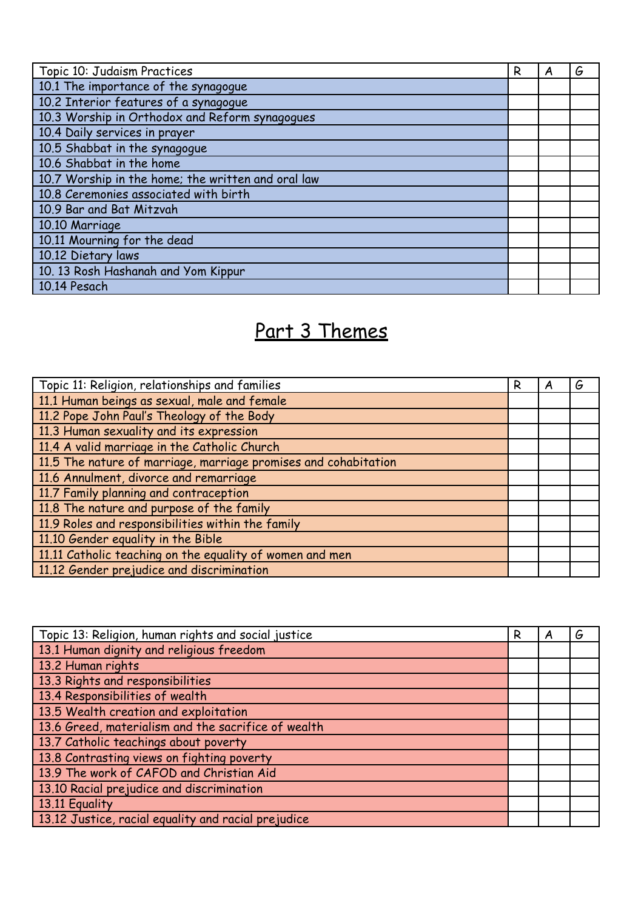| Topic 10: Judaism Practices | R | A | G |
| --- | --- | --- | --- |
| 10.1 The importance of the synagogue | | | |
| 10.2 Interior features of a synagogue | | | |
| 10.3 Worship in Orthodox and Reform synagogues | | | |
| 10.4 Daily services in prayer | | | |
| 10.5 Shabbat in the synagogue | | | |
| 10.6 Shabbat in the home | | | |
| 10.7 Worship in the home; the written and oral law | | | |
| 10.8 Ceremonies associated with birth | | | |
| 10.9 Bar and Bat Mitzvah | | | |
| 10.10 Marriage | | | |
| 10.11 Mourning for the dead | | | |
| 10.12 Dietary laws | | | |
| 10. 13 Rosh Hashanah and Yom Kippur | | | |
| 10.14 Pesach | | | |

## Part 3 Themes

| Topic 11: Religion, relationships and families | R | A | G |
| --- | --- | --- | --- |
| 11.1 Human beings as sexual, male and female | | | |
| 11.2 Pope John Paul's Theology of the Body | | | |
| 11.3 Human sexuality and its expression | | | |
| 11.4 A valid marriage in the Catholic Church | | | |
| 11.5 The nature of marriage, marriage promises and cohabitation | | | |
| 11.6 Annulment, divorce and remarriage | | | |
| 11.7 Family planning and contraception | | | |
| 11.8 The nature and purpose of the family | | | |
| 11.9 Roles and responsibilities within the family | | | |
| 11.10 Gender equality in the Bible | | | |
| 11.11 Catholic teaching on the equality of women and men | | | |
| 11.12 Gender prejudice and discrimination | | | |

| Topic 13: Religion, human rights and social justice | R | A | G |
| --- | --- | --- | --- |
| 13.1 Human dignity and religious freedom | | | |
| 13.2 Human rights | | | |
| 13.3 Rights and responsibilities | | | |
| 13.4 Responsibilities of wealth | | | |
| 13.5 Wealth creation and exploitation | | | |
| 13.6 Greed, materialism and the sacrifice of wealth | | | |
| 13.7 Catholic teachings about poverty | | | |
| 13.8 Contrasting views on fighting poverty | | | |
| 13.9 The work of CAFOD and Christian Aid | | | |
| 13.10 Racial prejudice and discrimination | | | |
| 13.11 Equality | | | |
| 13.12 Justice, racial equality and racial prejudice | | | |